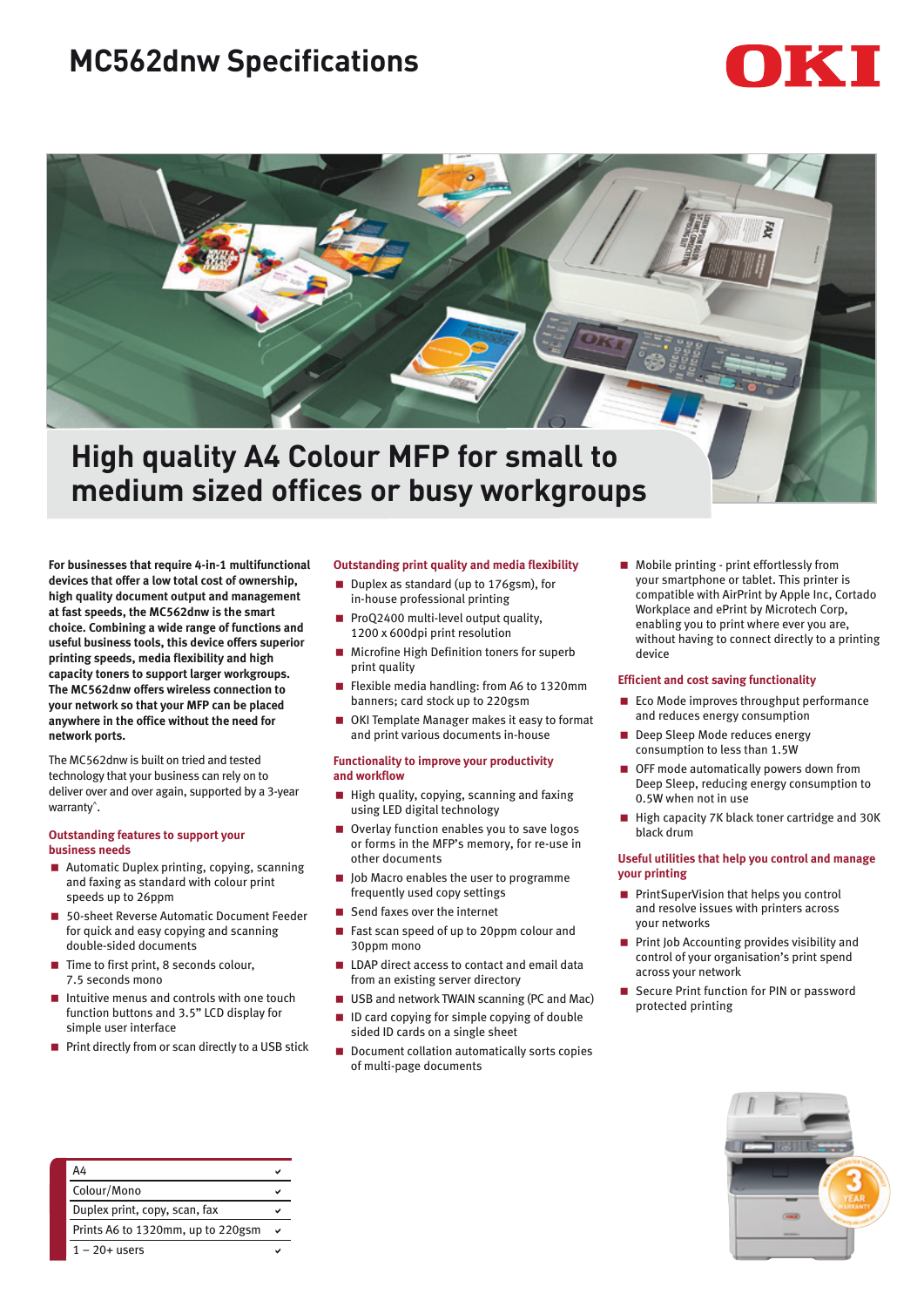# MC562dnw Specifications

OKI

## High quality A4 Colour MFP for small to medium sized offices or busy workgroups

**For businesses that require 4-in-1 multifunctional devices that offer a low total cost of ownership, high quality document output and management at fast speeds, the MC562dnw is the smart choice. Combining a wide range of functions and useful business tools, this device offers superior printing speeds, media flexibility and high capacity toners to support larger workgroups. The MC562dnw offers wireless connection to your network so that your MFP can be placed anywhere in the office without the need for network ports.**

The MC562dnw is built on tried and tested technology that your business can rely on to deliver over and over again, supported by a 3-year warranty^.

### Outstanding features to support your business needs

- Automatic Duplex printing, copying, scanning and faxing as standard with colour print speeds up to 26ppm
- 50-sheet Reverse Automatic Document Feeder for quick and easy copying and scanning double-sided documents
- Time to first print, 8 seconds colour, 7.5 seconds mono
- Intuitive menus and controls with one touch function buttons and 3.5" LCD display for simple user interface
- Print directly from or scan directly to a USB stick

### Outstanding print quality and media flexibility

- Duplex as standard (up to 176gsm), for in-house professional printing
- ProQ2400 multi-level output quality, 1200 x 600dpi print resolution
- Microfine High Definition toners for superb print quality
- Flexible media handling: from A6 to 1320mm banners; card stock up to 220gsm
- OKI Template Manager makes it easy to format and print various documents in-house

### Functionality to improve your productivity and workflow

- High quality, copying, scanning and faxing using LED digital technology
- Overlay function enables you to save logos or forms in the MFP's memory, for re-use in other documents
- Job Macro enables the user to programme frequently used copy settings
- Send faxes over the internet
- Fast scan speed of up to 20ppm colour and 30ppm mono
- LDAP direct access to contact and email data from an existing server directory
- USB and network TWAIN scanning (PC and Mac)
- ID card copying for simple copying of double sided ID cards on a single sheet
- Document collation automatically sorts copies of multi-page documents

- Mobile printing - print effortlessly from your smartphone or tablet. This printer is compatible with AirPrint by Apple Inc, Cortado Workplace and ePrint by Microtech Corp, enabling you to print where ever you are, without having to connect directly to a printing device

### Efficient and cost saving functionality

- Eco Mode improves throughput performance and reduces energy consumption
- Deep Sleep Mode reduces energy consumption to less than 1.5W
- OFF mode automatically powers down from Deep Sleep, reducing energy consumption to 0.5W when not in use
- High capacity 7K black toner cartridge and 30K black drum

### Useful utilities that help you control and manage your printing

- PrintSuperVision that helps you control and resolve issues with printers across your networks
- Print Job Accounting provides visibility and control of your organisation's print spend across your network
- Secure Print function for PIN or password protected printing

| | |
|---|---|
| A4 | ✔ |
| Colour/Mono | ✔ |
| Duplex print, copy, scan, fax | ✔ |
| Prints A6 to 1320mm, up to 220gsm | ✔ |
| 1 – 20+ users | ✔ |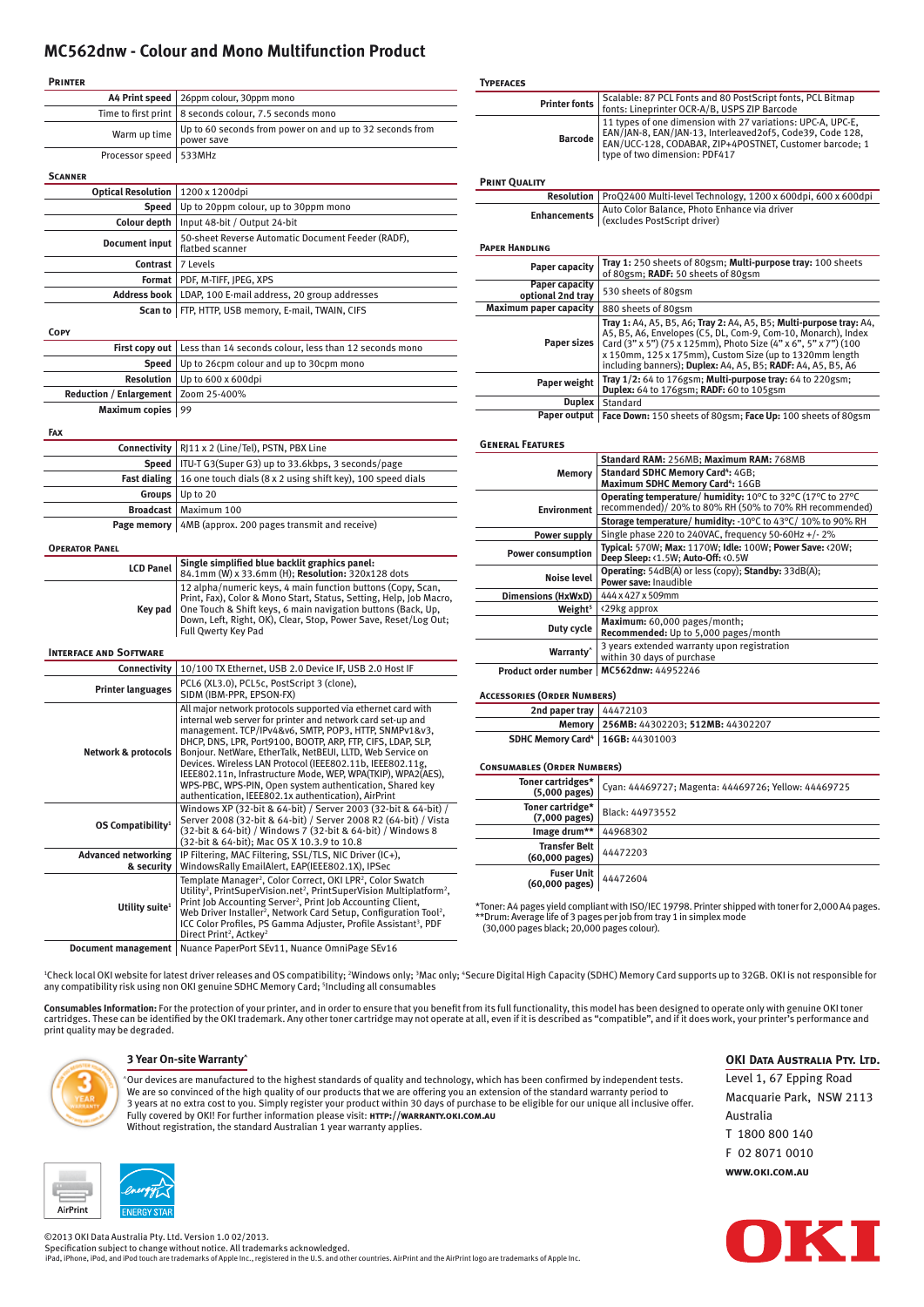# MC562dnw - Colour and Mono Multifunction Product

## Printer

| | |
|---|---|
| A4 Print speed | 26ppm colour, 30ppm mono |
| Time to first print | 8 seconds colour, 7.5 seconds mono |
| Warm up time | Up to 60 seconds from power on and up to 32 seconds from power save |
| Processor speed | 533MHz |

## Scanner

| | |
|---|---|
| Optical Resolution | 1200 x 1200dpi |
| Speed | Up to 20ppm colour, up to 30ppm mono |
| Colour depth | Input 48-bit / Output 24-bit |
| Document input | 50-sheet Reverse Automatic Document Feeder (RADF), flatbed scanner |
| Contrast | 7 Levels |
| Format | PDF, M-TIFF, JPEG, XPS |
| Address book | LDAP, 100 E-mail address, 20 group addresses |
| Scan to | FTP, HTTP, USB memory, E-mail, TWAIN, CIFS |

## Copy

| | |
|---|---|
| First copy out | Less than 14 seconds colour, less than 12 seconds mono |
| Speed | Up to 26cpm colour and up to 30cpm mono |
| Resolution | Up to 600 x 600dpi |
| Reduction / Enlargement | Zoom 25-400% |
| Maximum copies | 99 |

## Fax

| | |
|---|---|
| Connectivity | RJ11 x 2 (Line/Tel), PSTN, PBX Line |
| Speed | ITU-T G3(Super G3) up to 33.6kbps, 3 seconds/page |
| Fast dialing | 16 one touch dials (8 x 2 using shift key), 100 speed dials |
| Groups | Up to 20 |
| Broadcast | Maximum 100 |
| Page memory | 4MB (approx. 200 pages transmit and receive) |

## Operator Panel

| | |
|---|---|
| LCD Panel | **Single simplified blue backlit graphics panel:** 84.1mm (W) x 33.6mm (H); **Resolution:** 320x128 dots |
| Key pad | 12 alpha/numeric keys, 4 main function buttons (Copy, Scan, Print, Fax), Color & Mono Start, Status, Setting, Help, Job Macro, One Touch & Shift keys, 6 main navigation buttons (Back, Up, Down, Left, Right, OK), Clear, Stop, Power Save, Reset/Log Out; Full Qwerty Key Pad |

## Interface and Software

| | |
|---|---|
| Connectivity | 10/100 TX Ethernet, USB 2.0 Device IF, USB 2.0 Host IF |
| Printer languages | PCL6 (XL3.0), PCL5c, PostScript 3 (clone), SIDM (IBM-PPR, EPSON-FX) |
| Network & protocols | All major network protocols supported via ethernet card with internal web server for printer and network card set-up and management. TCP/IPv4&v6, SMTP, POP3, HTTP, SNMPv1&v3, DHCP, DNS, LPR, Port9100, BOOTP, ARP, FTP, CIFS, LDAP, SLP, Bonjour. NetWare, EtherTalk, NetBEUI, LLTD, Web Service on Devices. Wireless LAN Protocol (IEEE802.11b, IEEE802.11g, IEEE802.11n, Infrastructure Mode, WEP, WPA(TKIP), WPA2(AES), WPS-PBC, WPS-PIN, Open system authentication, Shared key authentication, IEEE802.1x authentication), AirPrint |
| OS Compatibility[1] | Windows XP (32-bit & 64-bit) / Server 2003 (32-bit & 64-bit) / Server 2008 (32-bit & 64-bit) / Server 2008 R2 (64-bit) / Vista (32-bit & 64-bit) / Windows 7 (32-bit & 64-bit) / Windows 8 (32-bit & 64-bit); Mac OS X 10.3.9 to 10.8 |
| Advanced networking & security | IP Filtering, MAC Filtering, SSL/TLS, NIC Driver (IC+), WindowsRally EmailAlert, EAP(IEEE802.1X), IPSec |
| Utility suite[1] | Template Manager[2], Color Correct, OKI LPR[2], Color Swatch Utility[2], PrintSuperVision.net[2], PrintSuperVision Multiplatform[2], Print Job Accounting Server[2], Print Job Accounting Client, Web Driver Installer[2], Network Card Setup, Configuration Tool[2], ICC Color Profiles, PS Gamma Adjuster, Profile Assistant[3], PDF Direct Print[2], Actkey[2] |
| Document management | Nuance PaperPort SEv11, Nuance OmniPage SEv16 |

## Typefaces

| | |
|---|---|
| Printer fonts | Scalable: 87 PCL Fonts and 80 PostScript fonts, PCL Bitmap fonts: Lineprinter OCR-A/B, USPS ZIP Barcode |
| Barcode | 11 types of one dimension with 27 variations: UPC-A, UPC-E, EAN/JAN-8, EAN/JAN-13, Interleaved2of5, Code39, Code 128, EAN/UCC-128, CODABAR, ZIP+4POSTNET, Customer barcode; 1 type of two dimension: PDF417 |

## Print Quality

| | |
|---|---|
| Resolution | ProQ2400 Multi-level Technology, 1200 x 600dpi, 600 x 600dpi |
| Enhancements | Auto Color Balance, Photo Enhance via driver (excludes PostScript driver) |

## Paper Handling

| | |
|---|---|
| Paper capacity | **Tray 1:** 250 sheets of 80gsm; **Multi-purpose tray:** 100 sheets of 80gsm; **RADF:** 50 sheets of 80gsm |
| Paper capacity optional 2nd tray | 530 sheets of 80gsm |
| Maximum paper capacity | 880 sheets of 80gsm |
| Paper sizes | **Tray 1:** A4, A5, B5, A6; **Tray 2:** A4, A5, B5; **Multi-purpose tray:** A4, A5, B5, A6, Envelopes (C5, DL, Com-9, Com-10, Monarch), Index Card (3" x 5") (75 x 125mm), Photo Size (4" x 6", 5" x 7") (100 x 150mm, 125 x 175mm), Custom Size (up to 1320mm length including banners); **Duplex:** A4, A5, B5; **RADF:** A4, A5, B5, A6 |
| Paper weight | **Tray 1/2:** 64 to 176gsm; **Multi-purpose tray:** 64 to 220gsm; **Duplex:** 64 to 176gsm; **RADF:** 60 to 105gsm |
| Duplex | Standard |
| Paper output | **Face Down:** 150 sheets of 80gsm; **Face Up:** 100 sheets of 80gsm |

## General Features

| | |
|---|---|
| Memory | **Standard RAM:** 256MB; **Maximum RAM:** 768MB |
| | **Standard SDHC Memory Card**[4]: 4GB; **Maximum SDHC Memory Card**[4]: 16GB |
| Environment | **Operating temperature/ humidity:** 10°C to 32°C (17°C to 27°C recommended)/ 20% to 80% RH (50% to 70% RH recommended) |
| | **Storage temperature/ humidity:** -10°C to 43°C/ 10% to 90% RH |
| Power supply | Single phase 220 to 240VAC, frequency 50-60Hz +/- 2% |
| Power consumption | **Typical:** 570W; **Max:** 1170W; **Idle:** 100W; **Power Save:** <20W; **Deep Sleep:** <1.5W; **Auto-Off:** <0.5W |
| Noise level | **Operating:** 54dB(A) or less (copy); **Standby:** 33dB(A); **Power save:** Inaudible |
| Dimensions (HxWxD) | 444 x 427 x 509mm |
| Weight[5] | <29kg approx |
| Duty cycle | **Maximum:** 60,000 pages/month; **Recommended:** Up to 5,000 pages/month |
| Warranty^ | 3 years extended warranty upon registration within 30 days of purchase |
| Product order number | **MC562dnw:** 44952246 |

## Accessories (Order Numbers)

| | |
|---|---|
| 2nd paper tray | 44472103 |
| Memory | **256MB:** 44302203; **512MB:** 44302207 |
| SDHC Memory Card[4] | **16GB:** 44301003 |

## Consumables (Order Numbers)

| | |
|---|---|
| Toner cartridges* (5,000 pages) | Cyan: 44469727; Magenta: 44469726; Yellow: 44469725 |
| Toner cartridge* (7,000 pages) | Black: 44973552 |
| Image drum** | 44968302 |
| Transfer Belt (60,000 pages) | 44472203 |
| Fuser Unit (60,000 pages) | 44472604 |

*Toner: A4 pages yield compliant with ISO/IEC 19798. Printer shipped with toner for 2,000 A4 pages.
**Drum: Average life of 3 pages per job from tray 1 in simplex mode (30,000 pages black; 20,000 pages colour).

[1]Check local OKI website for latest driver releases and OS compatibility; [2]Windows only; [3]Mac only; [4]Secure Digital High Capacity (SDHC) Memory Card supports up to 32GB. OKI is not responsible for any compatibility risk using non OKI genuine SDHC Memory Card; [5]Including all consumables

**Consumables Information:** For the protection of your printer, and in order to ensure that you benefit from its full functionality, this model has been designed to operate only with genuine OKI toner cartridges. These can be identified by the OKI trademark. Any other toner cartridge may not operate at all, even if it is described as "compatible", and if it does work, your printer's performance and print quality may be degraded.

### 3 Year On-site Warranty^

^Our devices are manufactured to the highest standards of quality and technology, which has been confirmed by independent tests. We are so convinced of the high quality of our products that we are offering you an extension of the standard warranty period to 3 years at no extra cost to you. Simply register your product within 30 days of purchase to be eligible for our unique all inclusive offer. Fully covered by OKI! For further information please visit: **HTTP://WARRANTY.OKI.COM.AU**
Without registration, the standard Australian 1 year warranty applies.

**OKI Data Australia Pty. Ltd.**
Level 1, 67 Epping Road
Macquarie Park, NSW 2113
Australia
T 1800 800 140
F 02 8071 0010
**WWW.OKI.COM.AU**

AirPrint

ENERGY STAR

©2013 OKI Data Australia Pty. Ltd. Version 1.0 02/2013.
Specification subject to change without notice. All trademarks acknowledged.
iPad, iPhone, iPod, and iPod touch are trademarks of Apple Inc., registered in the U.S. and other countries. AirPrint and the AirPrint logo are trademarks of Apple Inc.